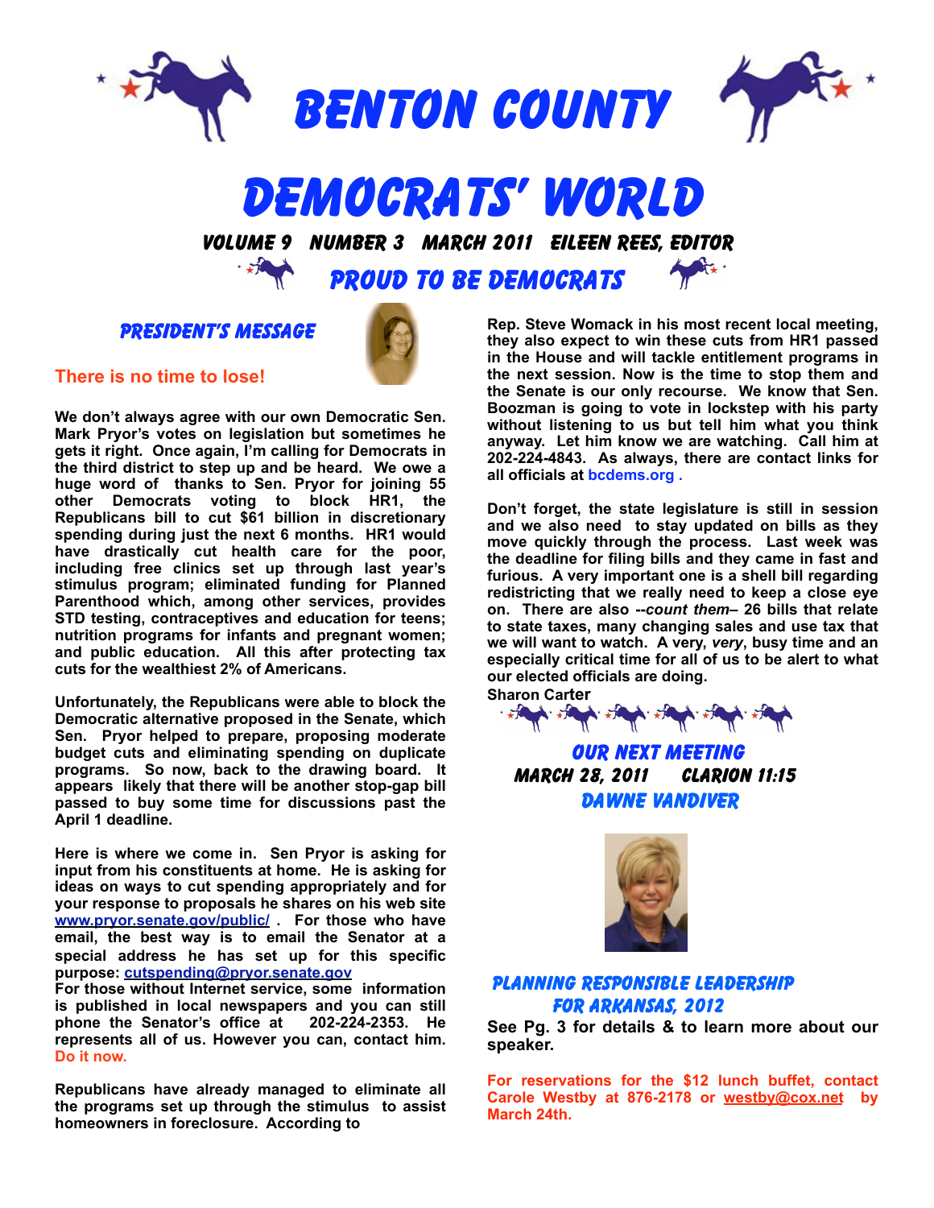# BENTON COUNTY

# DEMOCRATS' WORLD

**VOLUME 9 NUMBER 3 MARCH 2011 EILEEN REES, EDITOR**

## PROUD TO BE DEMOCRATS

### PRESIDENT'S MESSAGE

**There is no time to lose!**

**We don't always agree with our own Democratic Sen. Mark Pryor's votes on legislation but sometimes he gets it right. Once again, I'm calling for Democrats in the third district to step up and be heard. We owe a huge word of thanks to Sen. Pryor for joining 55 other Democrats voting to block HR1, the Republicans bill to cut $61 billion in discretionary spending during just the next 6 months. HR1 would have drastically cut health care for the poor, including free clinics set up through last year's stimulus program; eliminated funding for Planned Parenthood which, among other services, provides STD testing, contraceptives and education for teens; nutrition programs for infants and pregnant women; and public education. All this after protecting tax cuts for the wealthiest 2% of Americans.**

**Unfortunately, the Republicans were able to block the Democratic alternative proposed in the Senate, which Sen. Pryor helped to prepare, proposing moderate budget cuts and eliminating spending on duplicate programs. So now, back to the drawing board. It appears likely that there will be another stop-gap bill passed to buy some time for discussions past the April 1 deadline.**

**Here is where we come in. Sen Pryor is asking for input from his constituents at home. He is asking for ideas on ways to cut spending appropriately and for your response to proposals he shares on his web site www.pryor.senate.gov/public/ . For those who have email, the best way is to email the Senator at a special address he has set up for this specific purpose: cutspending@pryor.senate.gov**
**For those without Internet service, some information is published in local newspapers and you can still phone the Senator's office at 202-224-2353. He represents all of us. However you can, contact him. Do it now.**

**Republicans have already managed to eliminate all the programs set up through the stimulus to assist homeowners in foreclosure. According to Rep. Steve Womack in his most recent local meeting, they also expect to win these cuts from HR1 passed in the House and will tackle entitlement programs in the next session. Now is the time to stop them and the Senate is our only recourse. We know that Sen. Boozman is going to vote in lockstep with his party without listening to us but tell him what you think anyway. Let him know we are watching. Call him at 202-224-4843. As always, there are contact links for all officials at bcdems.org .**

**Don't forget, the state legislature is still in session and we also need to stay updated on bills as they move quickly through the process. Last week was the deadline for filing bills and they came in fast and furious. A very important one is a shell bill regarding redistricting that we really need to keep a close eye on. There are also --*count them*– 26 bills that relate to state taxes, many changing sales and use tax that we will want to watch. A very, *very*, busy time and an especially critical time for all of us to be alert to what our elected officials are doing.**

**Sharon Carter**

### OUR NEXT MEETING

**MARCH 28, 2011 CLARION 11:15**

**DAWNE VANDIVER**

### PLANNING RESPONSIBLE LEADERSHIP FOR ARKANSAS, 2012

**See Pg. 3 for details & to learn more about our speaker.**

**For reservations for the $12 lunch buffet, contact Carole Westby at 876-2178 or westby@cox.net by March 24th.**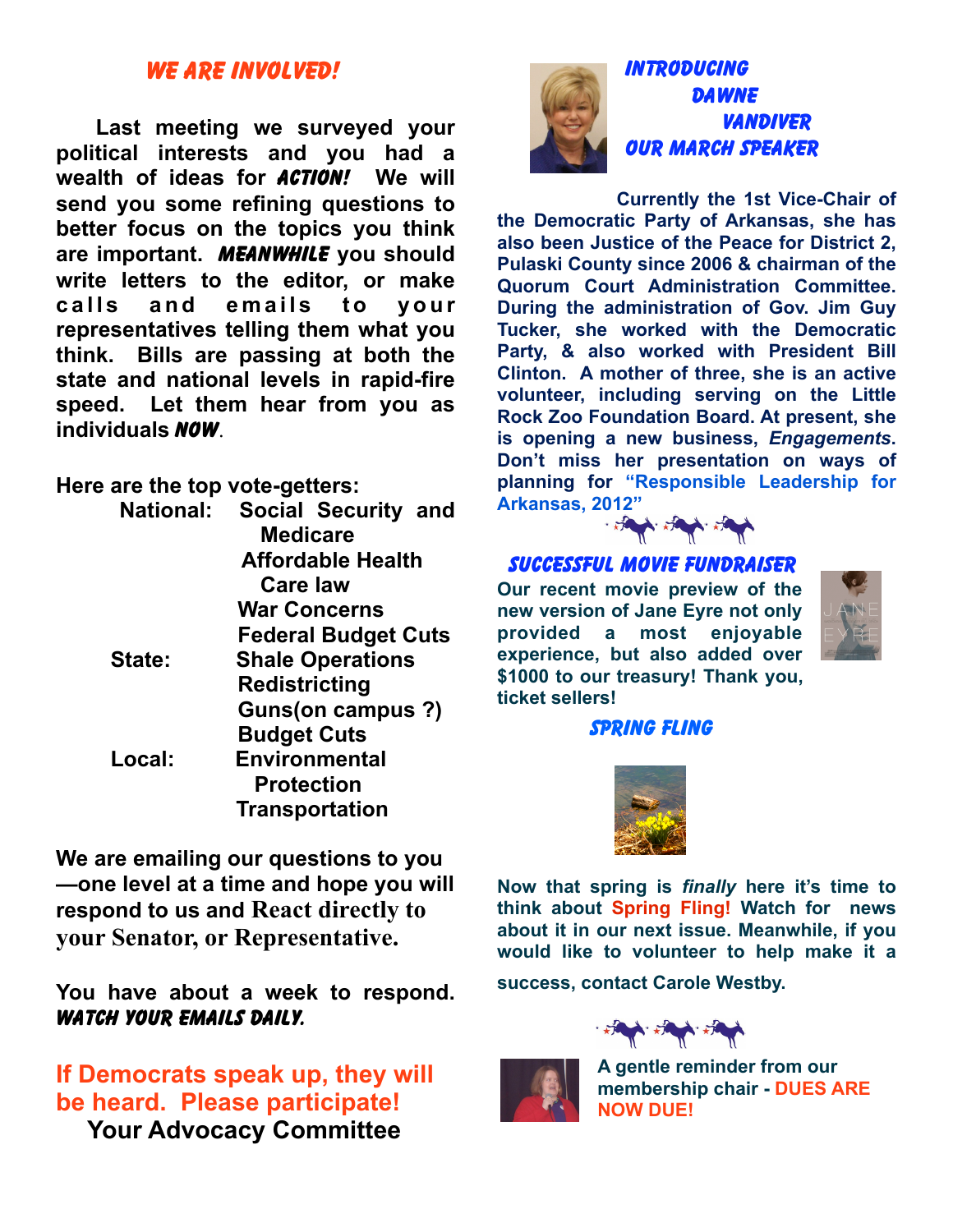## WE ARE INVOLVED!

Last meeting we surveyed your political interests and you had a wealth of ideas for ***ACTION!*** We will send you some refining questions to better focus on the topics you think are important. ***MEANWHILE*** you should write letters to the editor, or make calls and emails to your representatives telling them what you think. Bills are passing at both the state and national levels in rapid-fire speed. Let them hear from you as individuals ***NOW***.

**Here are the top vote-getters:**

| | |
|---|---|
| **National:** | **Social Security and Medicare** |
| | **Affordable Health Care law** |
| | **War Concerns** |
| | **Federal Budget Cuts** |
| **State:** | **Shale Operations** |
| | **Redistricting** |
| | **Guns(on campus ?)** |
| | **Budget Cuts** |
| **Local:** | **Environmental Protection** |
| | **Transportation** |

**We are emailing our questions to you—one level at a time and hope you will respond to us and React directly to your Senator, or Representative.**

**You have about a week to respond.** ***WATCH YOUR EMAILS DAILY.***

**If Democrats speak up, they will be heard. Please participate!**

**Your Advocacy Committee**

## INTRODUCING DAWNE VANDIVER OUR MARCH SPEAKER

**Currently the 1st Vice-Chair of the Democratic Party of Arkansas, she has also been Justice of the Peace for District 2, Pulaski County since 2006 & chairman of the Quorum Court Administration Committee. During the administration of Gov. Jim Guy Tucker, she worked with the Democratic Party, & also worked with President Bill Clinton. A mother of three, she is an active volunteer, including serving on the Little Rock Zoo Foundation Board. At present, she is opening a new business, *Engagements*. Don't miss her presentation on ways of planning for "Responsible Leadership for Arkansas, 2012"**

## SUCCESSFUL MOVIE FUNDRAISER

**Our recent movie preview of the new version of Jane Eyre not only provided a most enjoyable experience, but also added over $1000 to our treasury! Thank you, ticket sellers!**

## SPRING FLING

**Now that spring is *finally* here it's time to think about Spring Fling! Watch for news about it in our next issue. Meanwhile, if you would like to volunteer to help make it a success, contact Carole Westby.**

**A gentle reminder from our membership chair - DUES ARE NOW DUE!**